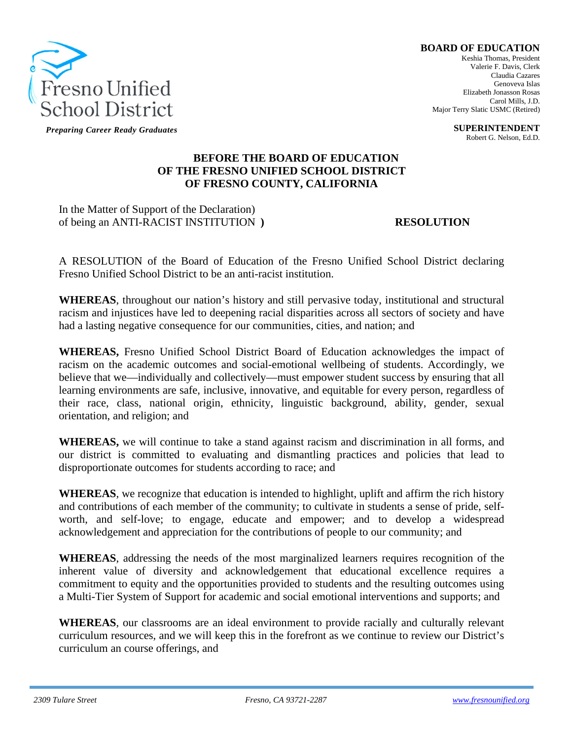Fresno Unified School District

*Preparing Career Ready Graduates*

**BOARD OF EDUCATION**
Keshia Thomas, President
Valerie F. Davis, Clerk
Claudia Cazares
Genoveva Islas
Elizabeth Jonasson Rosas
Carol Mills, J.D.
Major Terry Slatic USMC (Retired)

**SUPERINTENDENT**
Robert G. Nelson, Ed.D.

**BEFORE THE BOARD OF EDUCATION
OF THE FRESNO UNIFIED SCHOOL DISTRICT
OF FRESNO COUNTY, CALIFORNIA**

In the Matter of Support of the Declaration)
of being an ANTI-RACIST INSTITUTION **)** **RESOLUTION**

A RESOLUTION of the Board of Education of the Fresno Unified School District declaring Fresno Unified School District to be an anti-racist institution.

**WHEREAS**, throughout our nation's history and still pervasive today, institutional and structural racism and injustices have led to deepening racial disparities across all sectors of society and have had a lasting negative consequence for our communities, cities, and nation; and

**WHEREAS,** Fresno Unified School District Board of Education acknowledges the impact of racism on the academic outcomes and social-emotional wellbeing of students. Accordingly, we believe that we—individually and collectively—must empower student success by ensuring that all learning environments are safe, inclusive, innovative, and equitable for every person, regardless of their race, class, national origin, ethnicity, linguistic background, ability, gender, sexual orientation, and religion; and

**WHEREAS,** we will continue to take a stand against racism and discrimination in all forms, and our district is committed to evaluating and dismantling practices and policies that lead to disproportionate outcomes for students according to race; and

**WHEREAS**, we recognize that education is intended to highlight, uplift and affirm the rich history and contributions of each member of the community; to cultivate in students a sense of pride, self-worth, and self-love; to engage, educate and empower; and to develop a widespread acknowledgement and appreciation for the contributions of people to our community; and

**WHEREAS**, addressing the needs of the most marginalized learners requires recognition of the inherent value of diversity and acknowledgement that educational excellence requires a commitment to equity and the opportunities provided to students and the resulting outcomes using a Multi-Tier System of Support for academic and social emotional interventions and supports; and

**WHEREAS**, our classrooms are an ideal environment to provide racially and culturally relevant curriculum resources, and we will keep this in the forefront as we continue to review our District's curriculum an course offerings, and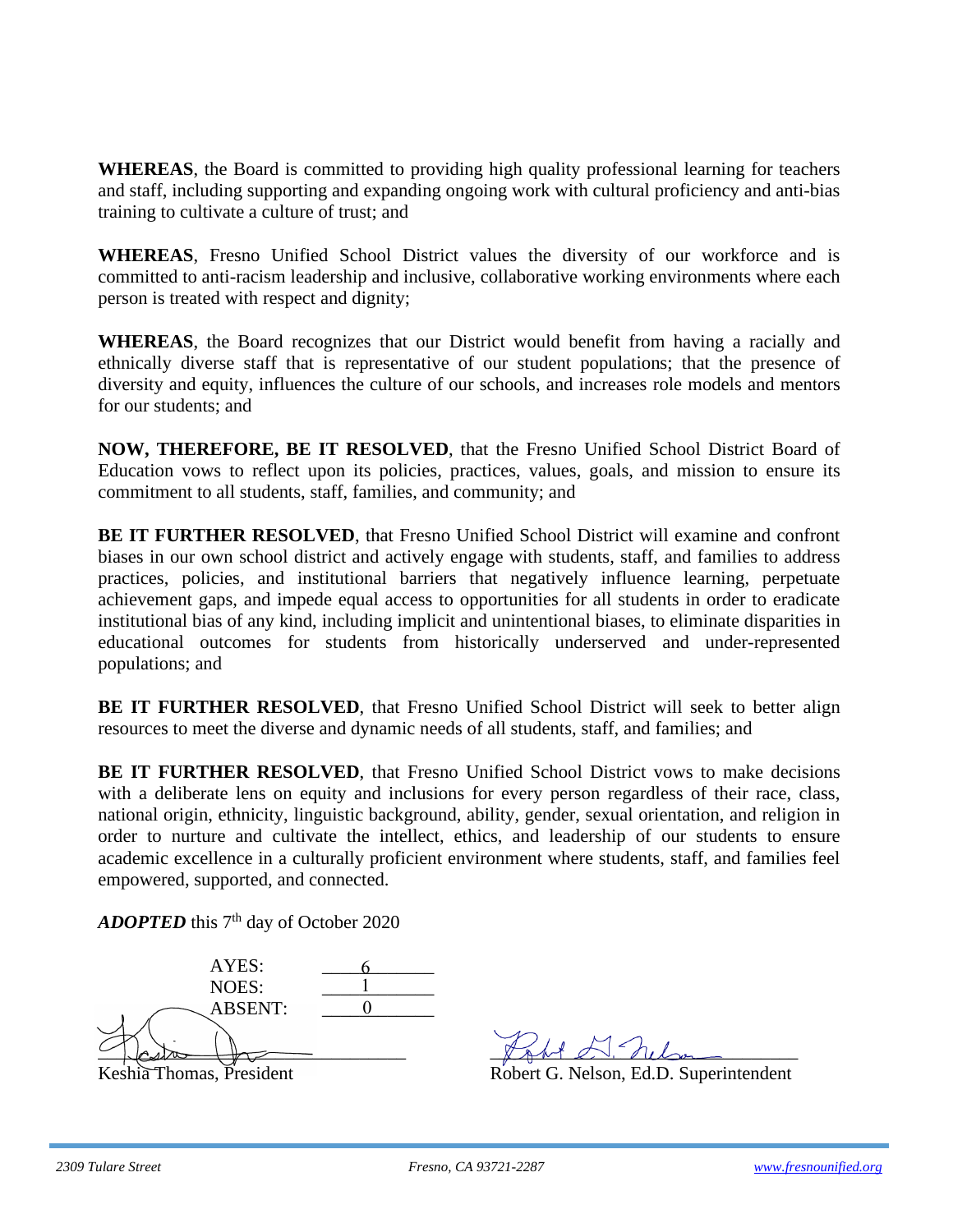**WHEREAS**, the Board is committed to providing high quality professional learning for teachers and staff, including supporting and expanding ongoing work with cultural proficiency and anti-bias training to cultivate a culture of trust; and

**WHEREAS**, Fresno Unified School District values the diversity of our workforce and is committed to anti-racism leadership and inclusive, collaborative working environments where each person is treated with respect and dignity;

**WHEREAS**, the Board recognizes that our District would benefit from having a racially and ethnically diverse staff that is representative of our student populations; that the presence of diversity and equity, influences the culture of our schools, and increases role models and mentors for our students; and

**NOW, THEREFORE, BE IT RESOLVED**, that the Fresno Unified School District Board of Education vows to reflect upon its policies, practices, values, goals, and mission to ensure its commitment to all students, staff, families, and community; and

**BE IT FURTHER RESOLVED**, that Fresno Unified School District will examine and confront biases in our own school district and actively engage with students, staff, and families to address practices, policies, and institutional barriers that negatively influence learning, perpetuate achievement gaps, and impede equal access to opportunities for all students in order to eradicate institutional bias of any kind, including implicit and unintentional biases, to eliminate disparities in educational outcomes for students from historically underserved and under-represented populations; and

**BE IT FURTHER RESOLVED**, that Fresno Unified School District will seek to better align resources to meet the diverse and dynamic needs of all students, staff, and families; and

**BE IT FURTHER RESOLVED**, that Fresno Unified School District vows to make decisions with a deliberate lens on equity and inclusions for every person regardless of their race, class, national origin, ethnicity, linguistic background, ability, gender, sexual orientation, and religion in order to nurture and cultivate the intellect, ethics, and leadership of our students to ensure academic excellence in a culturally proficient environment where students, staff, and families feel empowered, supported, and connected.

***ADOPTED*** this 7th day of October 2020

AYES: 6
NOES: 1
ABSENT: 0

Keshia Thomas, President

Robert G. Nelson, Ed.D. Superintendent